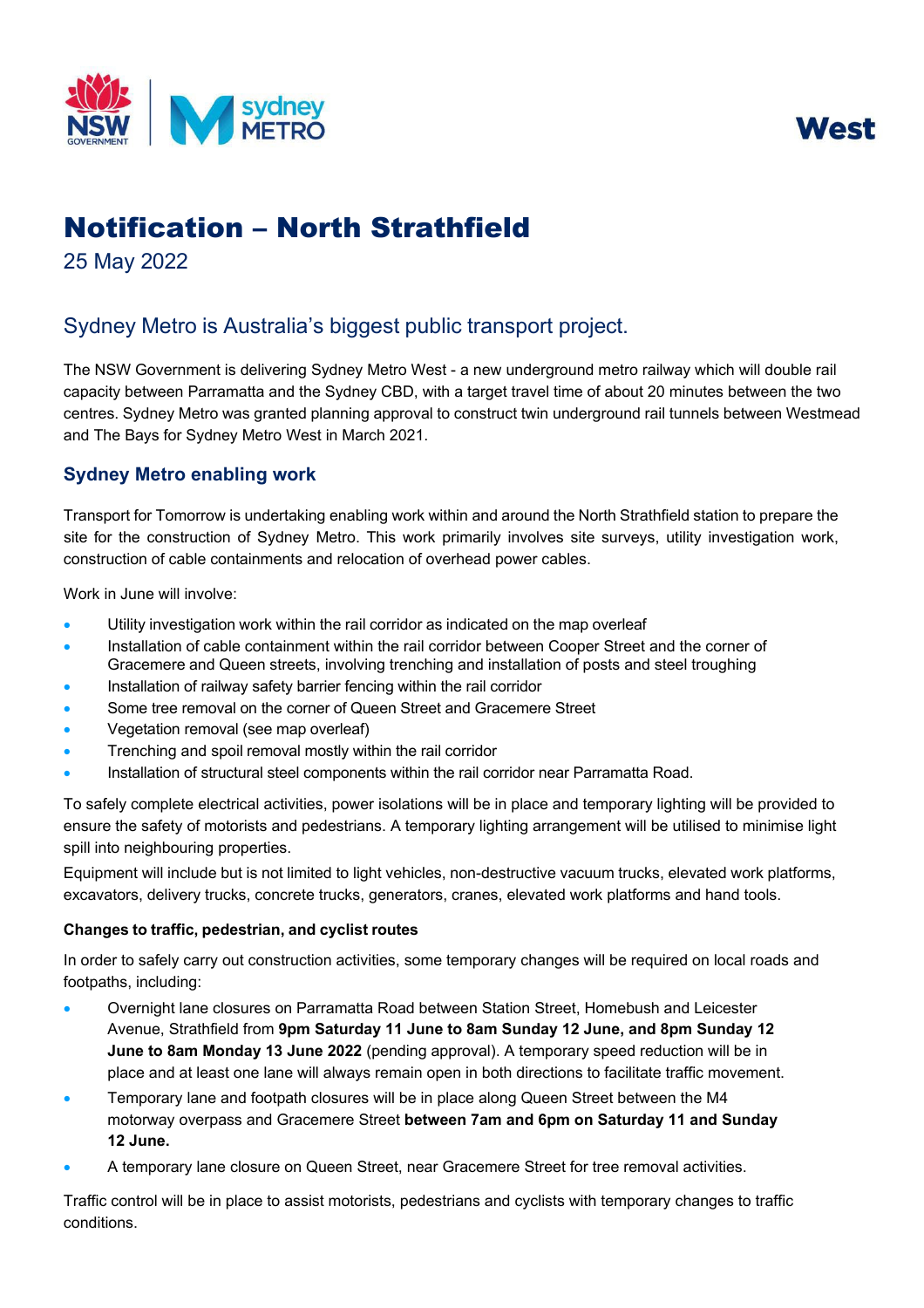West

# Notification – North Strathfield

25 May 2022

## Sydney Metro is Australia's biggest public transport project.

The NSW Government is delivering Sydney Metro West - a new underground metro railway which will double rail capacity between Parramatta and the Sydney CBD, with a target travel time of about 20 minutes between the two centres. Sydney Metro was granted planning approval to construct twin underground rail tunnels between Westmead and The Bays for Sydney Metro West in March 2021.

### Sydney Metro enabling work

Transport for Tomorrow is undertaking enabling work within and around the North Strathfield station to prepare the site for the construction of Sydney Metro. This work primarily involves site surveys, utility investigation work, construction of cable containments and relocation of overhead power cables.

Work in June will involve:

- Utility investigation work within the rail corridor as indicated on the map overleaf
- Installation of cable containment within the rail corridor between Cooper Street and the corner of Gracemere and Queen streets, involving trenching and installation of posts and steel troughing
- Installation of railway safety barrier fencing within the rail corridor
- Some tree removal on the corner of Queen Street and Gracemere Street
- Vegetation removal (see map overleaf)
- Trenching and spoil removal mostly within the rail corridor
- Installation of structural steel components within the rail corridor near Parramatta Road.

To safely complete electrical activities, power isolations will be in place and temporary lighting will be provided to ensure the safety of motorists and pedestrians. A temporary lighting arrangement will be utilised to minimise light spill into neighbouring properties.

Equipment will include but is not limited to light vehicles, non-destructive vacuum trucks, elevated work platforms, excavators, delivery trucks, concrete trucks, generators, cranes, elevated work platforms and hand tools.

**Changes to traffic, pedestrian, and cyclist routes**

In order to safely carry out construction activities, some temporary changes will be required on local roads and footpaths, including:

- Overnight lane closures on Parramatta Road between Station Street, Homebush and Leicester Avenue, Strathfield from **9pm Saturday 11 June to 8am Sunday 12 June, and 8pm Sunday 12 June to 8am Monday 13 June 2022** (pending approval). A temporary speed reduction will be in place and at least one lane will always remain open in both directions to facilitate traffic movement.
- Temporary lane and footpath closures will be in place along Queen Street between the M4 motorway overpass and Gracemere Street **between 7am and 6pm on Saturday 11 and Sunday 12 June.**
- A temporary lane closure on Queen Street, near Gracemere Street for tree removal activities.

Traffic control will be in place to assist motorists, pedestrians and cyclists with temporary changes to traffic conditions.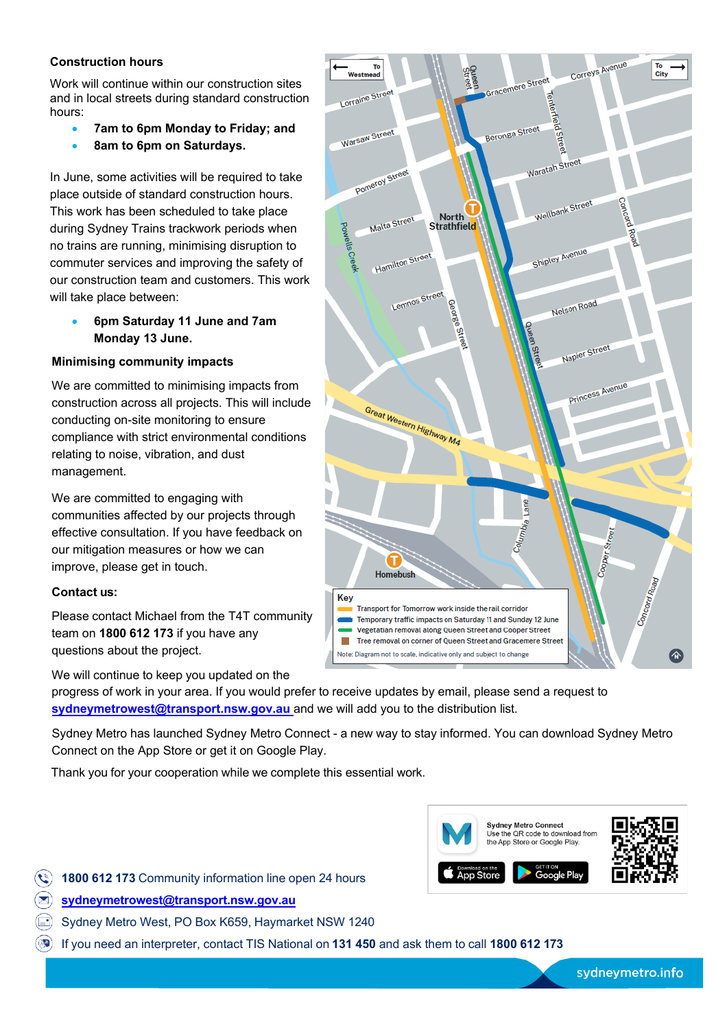### Construction hours

Work will continue within our construction sites and in local streets during standard construction hours:

- **7am to 6pm Monday to Friday; and**
- **8am to 6pm on Saturdays.**

In June, some activities will be required to take place outside of standard construction hours. This work has been scheduled to take place during Sydney Trains trackwork periods when no trains are running, minimising disruption to commuter services and improving the safety of our construction team and customers. This work will take place between:

- **6pm Saturday 11 June and 7am Monday 13 June.**

### Minimising community impacts

We are committed to minimising impacts from construction across all projects. This will include conducting on-site monitoring to ensure compliance with strict environmental conditions relating to noise, vibration, and dust management.

We are committed to engaging with communities affected by our projects through effective consultation. If you have feedback on our mitigation measures or how we can improve, please get in touch.

### Contact us:

Please contact Michael from the T4T community team on **1800 612 173** if you have any questions about the project.

Key
- Transport for Tomorrow work inside the rail corridor
- Temporary traffic impacts on Saturday 11 and Sunday 12 June
- Vegetation removal along Queen Street and Cooper Street
- Tree removal on corner of Queen Street and Gracemere Street

Note: Diagram not to scale, indicative only and subject to change

We will continue to keep you updated on the progress of work in your area. If you would prefer to receive updates by email, please send a request to **sydneymetrowest@transport.nsw.gov.au** and we will add you to the distribution list.

Sydney Metro has launched Sydney Metro Connect - a new way to stay informed. You can download Sydney Metro Connect on the App Store or get it on Google Play.

Thank you for your cooperation while we complete this essential work.

**Sydney Metro Connect**
Use the QR code to download from the App Store or Google Play.

**1800 612 173** Community information line open 24 hours

**sydneymetrowest@transport.nsw.gov.au**

Sydney Metro West, PO Box K659, Haymarket NSW 1240

If you need an interpreter, contact TIS National on **131 450** and ask them to call **1800 612 173**

sydneymetro.info